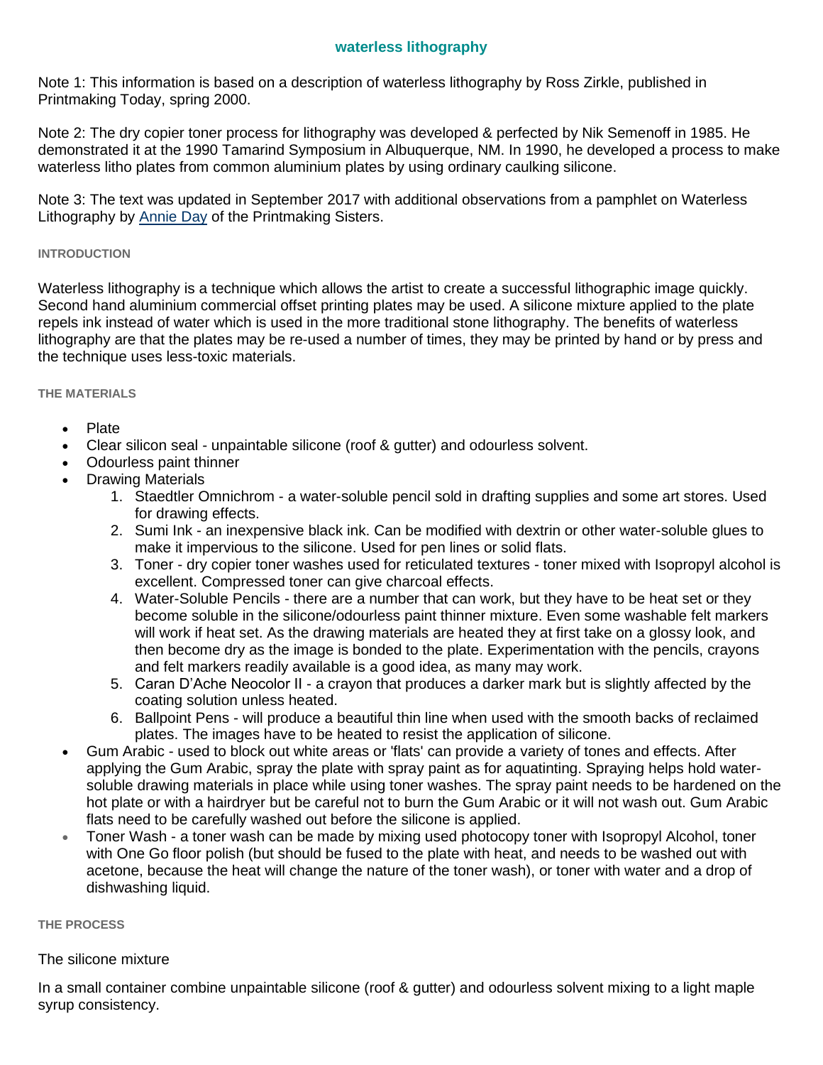# waterless lithography

Note 1: This information is based on a description of waterless lithography by Ross Zirkle, published in Printmaking Today, spring 2000.

Note 2: The dry copier toner process for lithography was developed & perfected by Nik Semenoff in 1985. He demonstrated it at the 1990 Tamarind Symposium in Albuquerque, NM. In 1990, he developed a process to make waterless litho plates from common aluminium plates by using ordinary caulking silicone.

Note 3: The text was updated in September 2017 with additional observations from a pamphlet on Waterless Lithography by Annie Day of the Printmaking Sisters.

## INTRODUCTION

Waterless lithography is a technique which allows the artist to create a successful lithographic image quickly. Second hand aluminium commercial offset printing plates may be used. A silicone mixture applied to the plate repels ink instead of water which is used in the more traditional stone lithography. The benefits of waterless lithography are that the plates may be re-used a number of times, they may be printed by hand or by press and the technique uses less-toxic materials.

## THE MATERIALS

- Plate
- Clear silicon seal - unpaintable silicone (roof & gutter) and odourless solvent.
- Odourless paint thinner
- Drawing Materials
    1. Staedtler Omnichrom - a water-soluble pencil sold in drafting supplies and some art stores. Used for drawing effects.
    2. Sumi Ink - an inexpensive black ink. Can be modified with dextrin or other water-soluble glues to make it impervious to the silicone. Used for pen lines or solid flats.
    3. Toner - dry copier toner washes used for reticulated textures - toner mixed with Isopropyl alcohol is excellent. Compressed toner can give charcoal effects.
    4. Water-Soluble Pencils - there are a number that can work, but they have to be heat set or they become soluble in the silicone/odourless paint thinner mixture. Even some washable felt markers will work if heat set. As the drawing materials are heated they at first take on a glossy look, and then become dry as the image is bonded to the plate. Experimentation with the pencils, crayons and felt markers readily available is a good idea, as many may work.
    5. Caran D'Ache Neocolor II - a crayon that produces a darker mark but is slightly affected by the coating solution unless heated.
    6. Ballpoint Pens - will produce a beautiful thin line when used with the smooth backs of reclaimed plates. The images have to be heated to resist the application of silicone.
- Gum Arabic - used to block out white areas or 'flats' can provide a variety of tones and effects. After applying the Gum Arabic, spray the plate with spray paint as for aquatinting. Spraying helps hold water-soluble drawing materials in place while using toner washes. The spray paint needs to be hardened on the hot plate or with a hairdryer but be careful not to burn the Gum Arabic or it will not wash out. Gum Arabic flats need to be carefully washed out before the silicone is applied.
- Toner Wash - a toner wash can be made by mixing used photocopy toner with Isopropyl Alcohol, toner with One Go floor polish (but should be fused to the plate with heat, and needs to be washed out with acetone, because the heat will change the nature of the toner wash), or toner with water and a drop of dishwashing liquid.

## THE PROCESS

### The silicone mixture

In a small container combine unpaintable silicone (roof & gutter) and odourless solvent mixing to a light maple syrup consistency.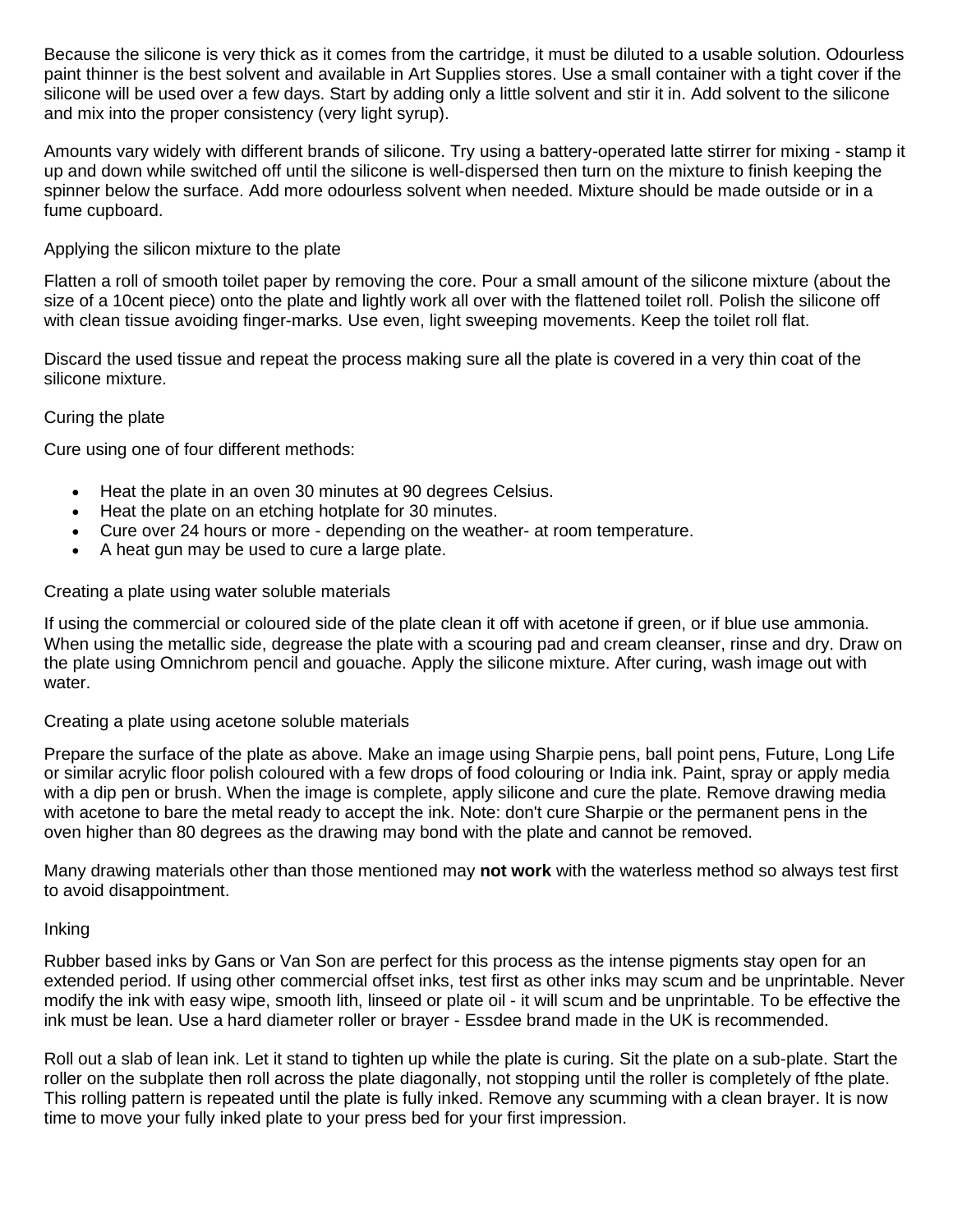Because the silicone is very thick as it comes from the cartridge, it must be diluted to a usable solution. Odourless paint thinner is the best solvent and available in Art Supplies stores. Use a small container with a tight cover if the silicone will be used over a few days. Start by adding only a little solvent and stir it in. Add solvent to the silicone and mix into the proper consistency (very light syrup).

Amounts vary widely with different brands of silicone. Try using a battery-operated latte stirrer for mixing - stamp it up and down while switched off until the silicone is well-dispersed then turn on the mixture to finish keeping the spinner below the surface. Add more odourless solvent when needed. Mixture should be made outside or in a fume cupboard.

### Applying the silicon mixture to the plate

Flatten a roll of smooth toilet paper by removing the core. Pour a small amount of the silicone mixture (about the size of a 10cent piece) onto the plate and lightly work all over with the flattened toilet roll. Polish the silicone off with clean tissue avoiding finger-marks. Use even, light sweeping movements. Keep the toilet roll flat.

Discard the used tissue and repeat the process making sure all the plate is covered in a very thin coat of the silicone mixture.

### Curing the plate

Cure using one of four different methods:

- Heat the plate in an oven 30 minutes at 90 degrees Celsius.
- Heat the plate on an etching hotplate for 30 minutes.
- Cure over 24 hours or more - depending on the weather- at room temperature.
- A heat gun may be used to cure a large plate.

### Creating a plate using water soluble materials

If using the commercial or coloured side of the plate clean it off with acetone if green, or if blue use ammonia. When using the metallic side, degrease the plate with a scouring pad and cream cleanser, rinse and dry. Draw on the plate using Omnichrom pencil and gouache. Apply the silicone mixture. After curing, wash image out with water.

### Creating a plate using acetone soluble materials

Prepare the surface of the plate as above. Make an image using Sharpie pens, ball point pens, Future, Long Life or similar acrylic floor polish coloured with a few drops of food colouring or India ink. Paint, spray or apply media with a dip pen or brush. When the image is complete, apply silicone and cure the plate. Remove drawing media with acetone to bare the metal ready to accept the ink. Note: don't cure Sharpie or the permanent pens in the oven higher than 80 degrees as the drawing may bond with the plate and cannot be removed.

Many drawing materials other than those mentioned may **not work** with the waterless method so always test first to avoid disappointment.

### Inking

Rubber based inks by Gans or Van Son are perfect for this process as the intense pigments stay open for an extended period. If using other commercial offset inks, test first as other inks may scum and be unprintable. Never modify the ink with easy wipe, smooth lith, linseed or plate oil - it will scum and be unprintable. To be effective the ink must be lean. Use a hard diameter roller or brayer - Essdee brand made in the UK is recommended.

Roll out a slab of lean ink. Let it stand to tighten up while the plate is curing. Sit the plate on a sub-plate. Start the roller on the subplate then roll across the plate diagonally, not stopping until the roller is completely of fthe plate. This rolling pattern is repeated until the plate is fully inked. Remove any scumming with a clean brayer. It is now time to move your fully inked plate to your press bed for your first impression.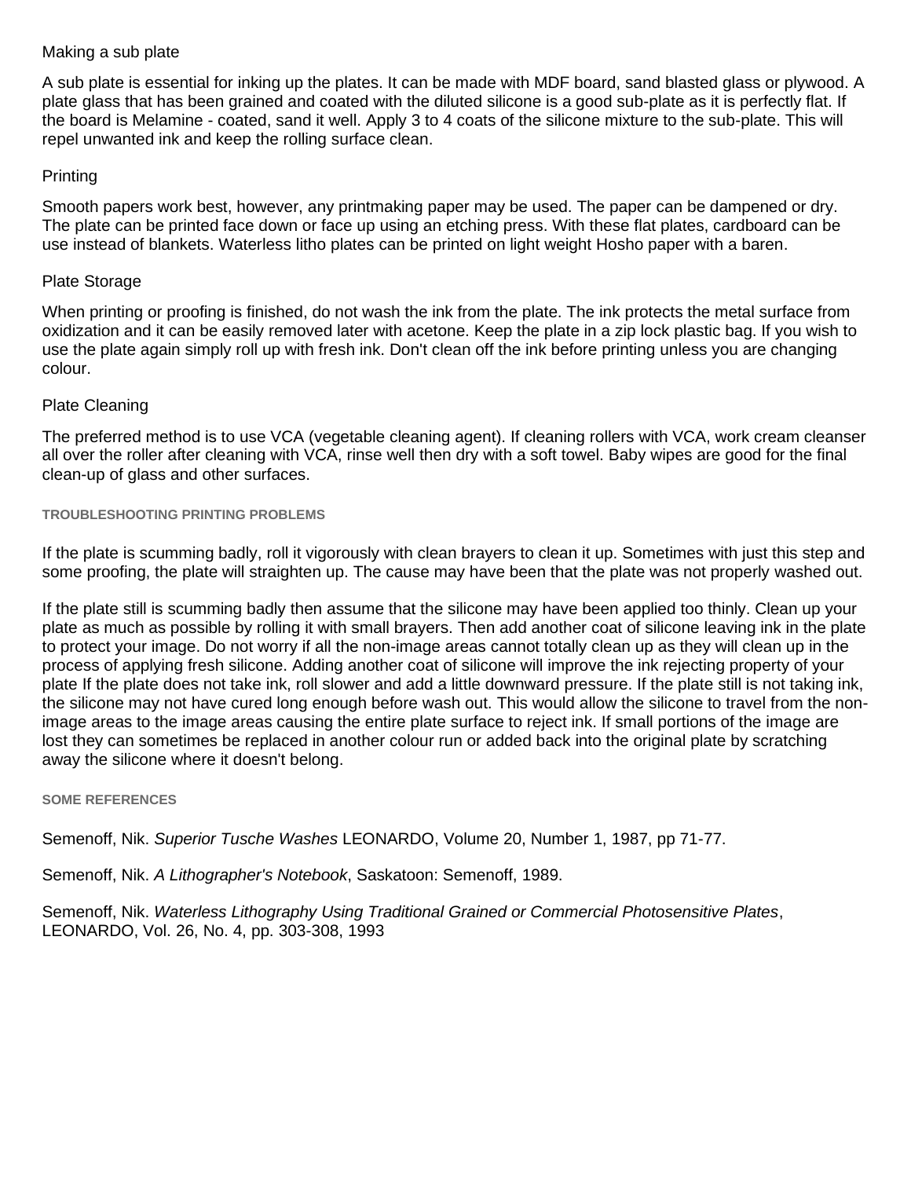### Making a sub plate

A sub plate is essential for inking up the plates. It can be made with MDF board, sand blasted glass or plywood. A plate glass that has been grained and coated with the diluted silicone is a good sub-plate as it is perfectly flat. If the board is Melamine - coated, sand it well. Apply 3 to 4 coats of the silicone mixture to the sub-plate. This will repel unwanted ink and keep the rolling surface clean.

### Printing

Smooth papers work best, however, any printmaking paper may be used. The paper can be dampened or dry. The plate can be printed face down or face up using an etching press. With these flat plates, cardboard can be use instead of blankets. Waterless litho plates can be printed on light weight Hosho paper with a baren.

### Plate Storage

When printing or proofing is finished, do not wash the ink from the plate. The ink protects the metal surface from oxidization and it can be easily removed later with acetone. Keep the plate in a zip lock plastic bag. If you wish to use the plate again simply roll up with fresh ink. Don't clean off the ink before printing unless you are changing colour.

### Plate Cleaning

The preferred method is to use VCA (vegetable cleaning agent). If cleaning rollers with VCA, work cream cleanser all over the roller after cleaning with VCA, rinse well then dry with a soft towel. Baby wipes are good for the final clean-up of glass and other surfaces.

## TROUBLESHOOTING PRINTING PROBLEMS

If the plate is scumming badly, roll it vigorously with clean brayers to clean it up. Sometimes with just this step and some proofing, the plate will straighten up. The cause may have been that the plate was not properly washed out.

If the plate still is scumming badly then assume that the silicone may have been applied too thinly. Clean up your plate as much as possible by rolling it with small brayers. Then add another coat of silicone leaving ink in the plate to protect your image. Do not worry if all the non-image areas cannot totally clean up as they will clean up in the process of applying fresh silicone. Adding another coat of silicone will improve the ink rejecting property of your plate If the plate does not take ink, roll slower and add a little downward pressure. If the plate still is not taking ink, the silicone may not have cured long enough before wash out. This would allow the silicone to travel from the non-image areas to the image areas causing the entire plate surface to reject ink. If small portions of the image are lost they can sometimes be replaced in another colour run or added back into the original plate by scratching away the silicone where it doesn't belong.

## SOME REFERENCES

Semenoff, Nik. *Superior Tusche Washes* LEONARDO, Volume 20, Number 1, 1987, pp 71-77.

Semenoff, Nik. *A Lithographer's Notebook*, Saskatoon: Semenoff, 1989.

Semenoff, Nik. *Waterless Lithography Using Traditional Grained or Commercial Photosensitive Plates*, LEONARDO, Vol. 26, No. 4, pp. 303-308, 1993